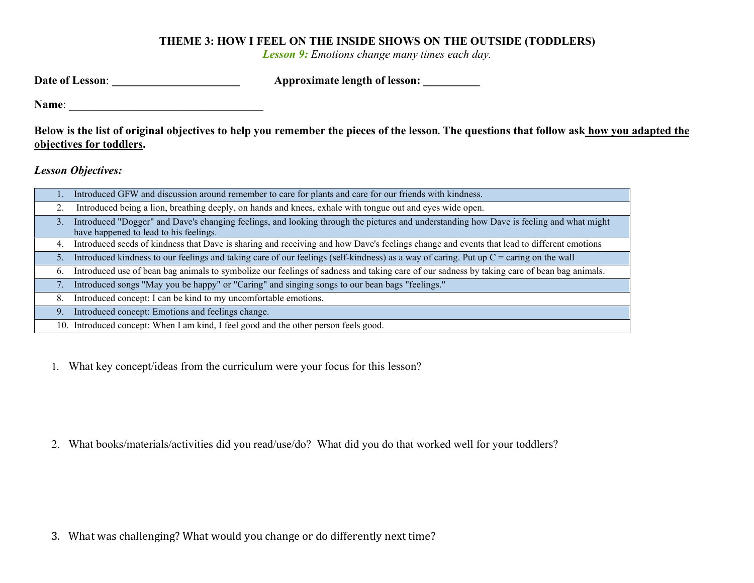# THEME 3: HOW I FEEL ON THE INSIDE SHOWS ON THE OUTSIDE (TODDLERS)

*Lesson 9: Emotions change many times each day.*

**Date of Lesson**: ______________________ **Approximate length of lesson:** __________

**Name**: ___________________________________

**Below is the list of original objectives to help you remember the pieces of the lesson. The questions that follow ask how you adapted the objectives for toddlers.**

***Lesson Objectives:***

| | |
|---|---|
| 1. | Introduced GFW and discussion around remember to care for plants and care for our friends with kindness. |
| 2. | Introduced being a lion, breathing deeply, on hands and knees, exhale with tongue out and eyes wide open. |
| 3. | Introduced "Dogger" and Dave's changing feelings, and looking through the pictures and understanding how Dave is feeling and what might have happened to lead to his feelings. |
| 4. | Introduced seeds of kindness that Dave is sharing and receiving and how Dave's feelings change and events that lead to different emotions |
| 5. | Introduced kindness to our feelings and taking care of our feelings (self-kindness) as a way of caring. Put up C = caring on the wall |
| 6. | Introduced use of bean bag animals to symbolize our feelings of sadness and taking care of our sadness by taking care of bean bag animals. |
| 7. | Introduced songs "May you be happy" or "Caring" and singing songs to our bean bags "feelings." |
| 8. | Introduced concept: I can be kind to my uncomfortable emotions. |
| 9. | Introduced concept: Emotions and feelings change. |
| 10. | Introduced concept: When I am kind, I feel good and the other person feels good. |

1. What key concept/ideas from the curriculum were your focus for this lesson?

2. What books/materials/activities did you read/use/do? What did you do that worked well for your toddlers?

3. What was challenging? What would you change or do differently next time?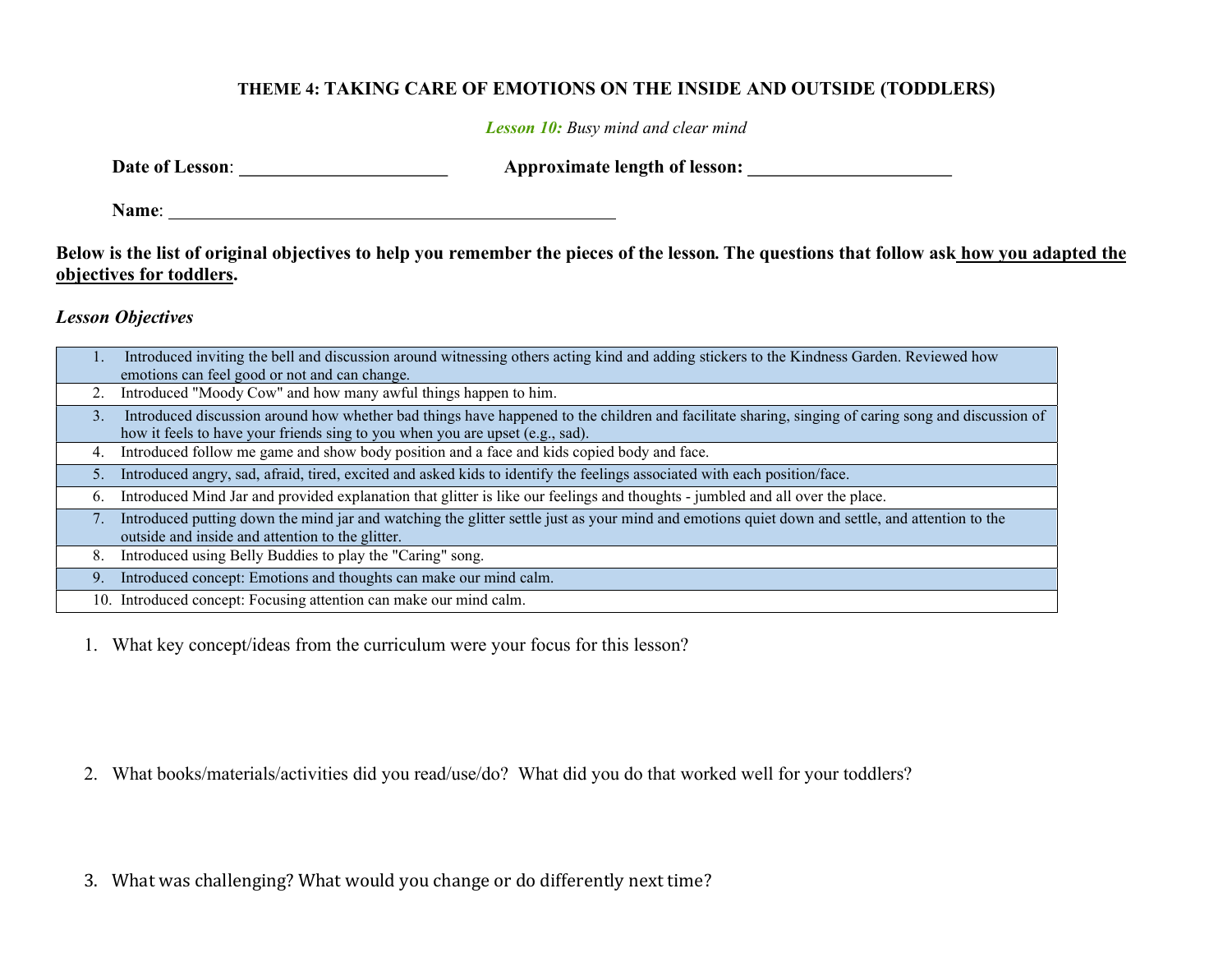**THEME 4: TAKING CARE OF EMOTIONS ON THE INSIDE AND OUTSIDE (TODDLERS)**

*Lesson 10: Busy mind and clear mind*

**Date of Lesson**: ______________________ **Approximate length of lesson:** ______________________

**Name**: ________________________________________________

**Below is the list of original objectives to help you remember the pieces of the lesson. The questions that follow ask how you adapted the objectives for toddlers.**

***Lesson Objectives***

| |
|---|
| 1. Introduced inviting the bell and discussion around witnessing others acting kind and adding stickers to the Kindness Garden. Reviewed how emotions can feel good or not and can change. |
| 2. Introduced "Moody Cow" and how many awful things happen to him. |
| 3. Introduced discussion around how whether bad things have happened to the children and facilitate sharing, singing of caring song and discussion of how it feels to have your friends sing to you when you are upset (e.g., sad). |
| 4. Introduced follow me game and show body position and a face and kids copied body and face. |
| 5. Introduced angry, sad, afraid, tired, excited and asked kids to identify the feelings associated with each position/face. |
| 6. Introduced Mind Jar and provided explanation that glitter is like our feelings and thoughts - jumbled and all over the place. |
| 7. Introduced putting down the mind jar and watching the glitter settle just as your mind and emotions quiet down and settle, and attention to the outside and inside and attention to the glitter. |
| 8. Introduced using Belly Buddies to play the "Caring" song. |
| 9. Introduced concept: Emotions and thoughts can make our mind calm. |
| 10. Introduced concept: Focusing attention can make our mind calm. |

1. What key concept/ideas from the curriculum were your focus for this lesson?

2. What books/materials/activities did you read/use/do? What did you do that worked well for your toddlers?

3. What was challenging? What would you change or do differently next time?